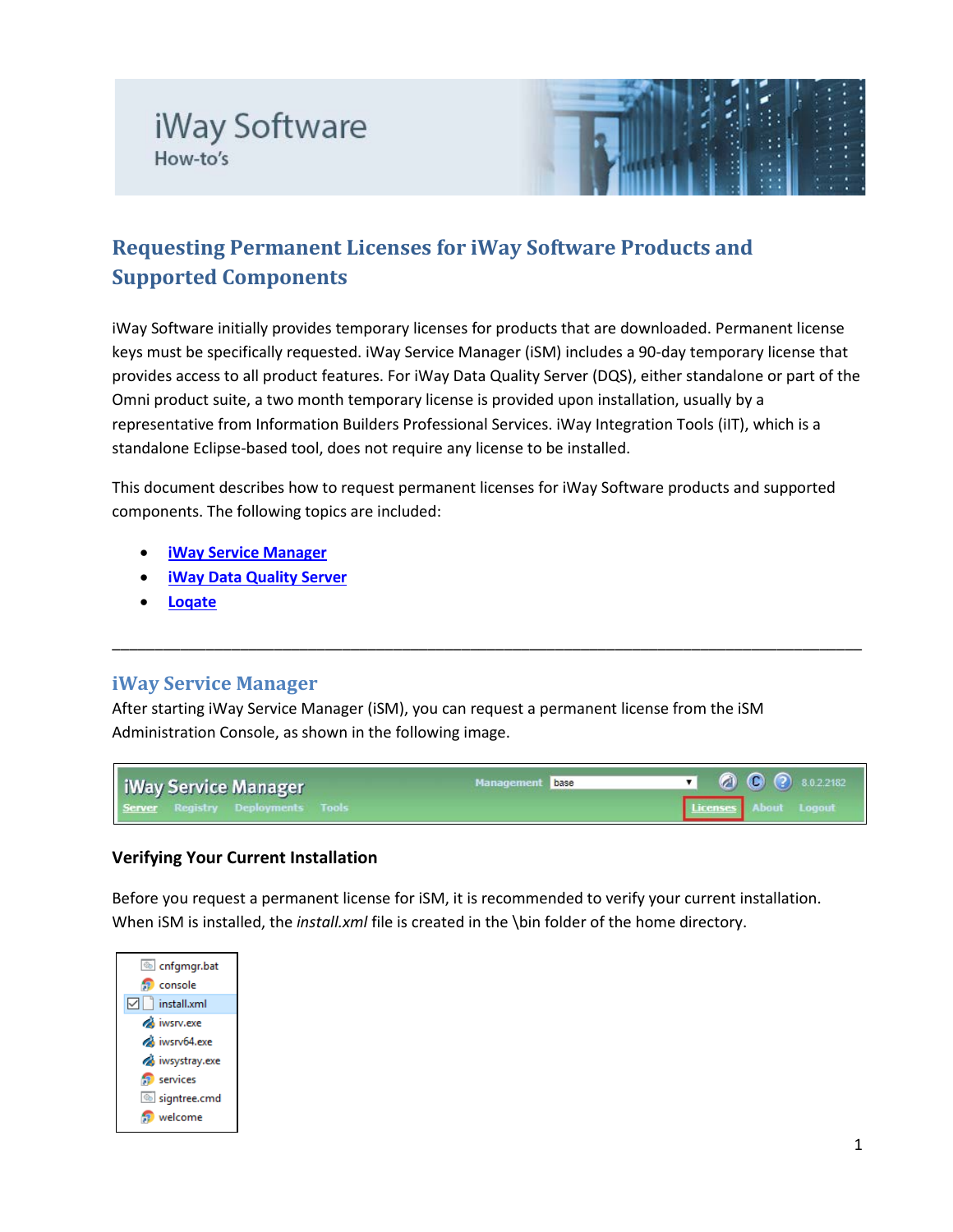iWay Software

How-to's

# Requesting Permanent Licenses for iWay Software Products and Supported Components

iWay Software initially provides temporary licenses for products that are downloaded. Permanent license keys must be specifically requested. iWay Service Manager (iSM) includes a 90-day temporary license that provides access to all product features. For iWay Data Quality Server (DQS), either standalone or part of the Omni product suite, a two month temporary license is provided upon installation, usually by a representative from Information Builders Professional Services. iWay Integration Tools (iIT), which is a standalone Eclipse-based tool, does not require any license to be installed.

This document describes how to request permanent licenses for iWay Software products and supported components. The following topics are included:

- iWay Service Manager
- iWay Data Quality Server
- Loqate

---

## iWay Service Manager

After starting iWay Service Manager (iSM), you can request a permanent license from the iSM Administration Console, as shown in the following image.

### Verifying Your Current Installation

Before you request a permanent license for iSM, it is recommended to verify your current installation. When iSM is installed, the *install.xml* file is created in the \bin folder of the home directory.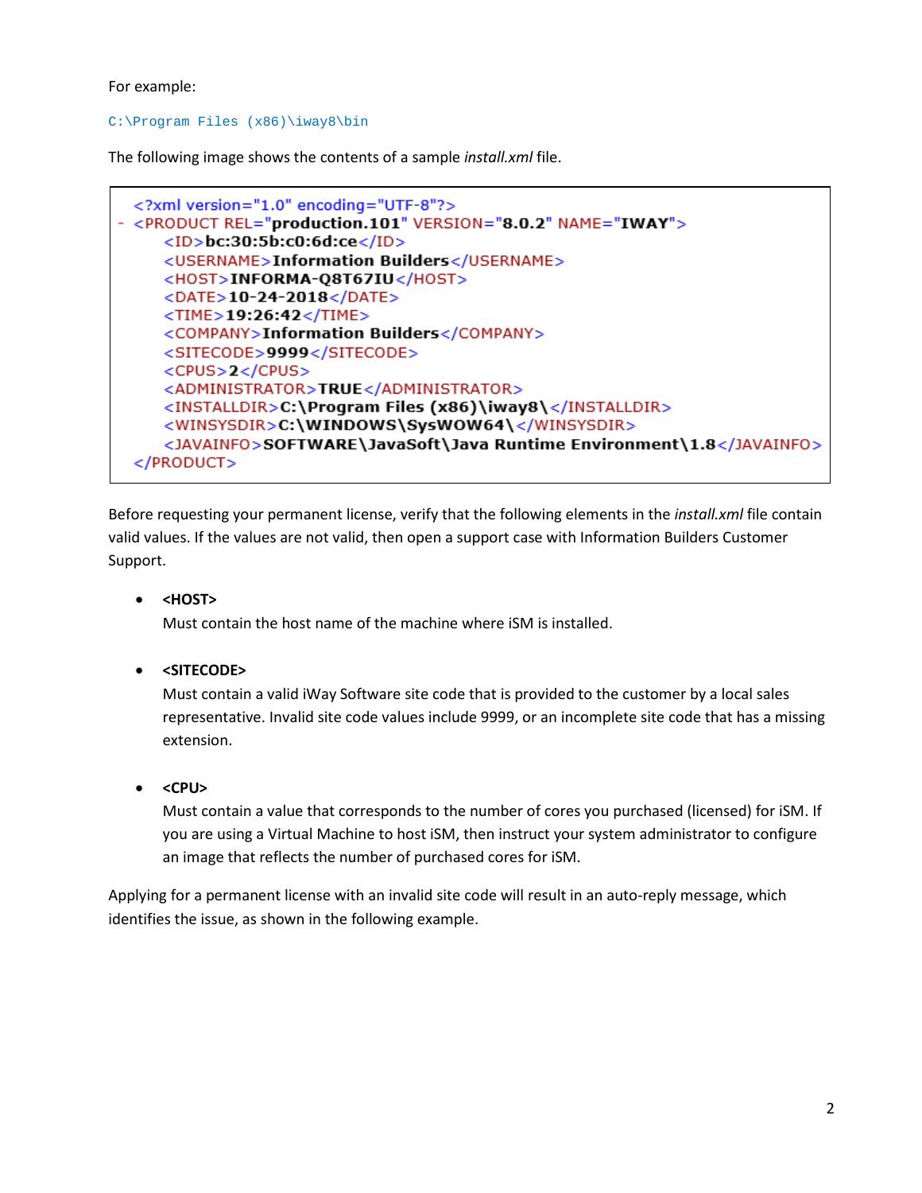For example:

```
C:\Program Files (x86)\iway8\bin
```

The following image shows the contents of a sample *install.xml* file.

```
<?xml version="1.0" encoding="UTF-8"?>
- <PRODUCT REL="production.101" VERSION="8.0.2" NAME="IWAY">
    <ID>bc:30:5b:c0:6d:ce</ID>
    <USERNAME>Information Builders</USERNAME>
    <HOST>INFORMA-Q8T67IU</HOST>
    <DATE>10-24-2018</DATE>
    <TIME>19:26:42</TIME>
    <COMPANY>Information Builders</COMPANY>
    <SITECODE>9999</SITECODE>
    <CPUS>2</CPUS>
    <ADMINISTRATOR>TRUE</ADMINISTRATOR>
    <INSTALLDIR>C:\Program Files (x86)\iway8\</INSTALLDIR>
    <WINSYSDIR>C:\WINDOWS\SysWOW64\</WINSYSDIR>
    <JAVAINFO>SOFTWARE\JavaSoft\Java Runtime Environment\1.8</JAVAINFO>
  </PRODUCT>
```

Before requesting your permanent license, verify that the following elements in the *install.xml* file contain valid values. If the values are not valid, then open a support case with Information Builders Customer Support.

- **<HOST>**
  Must contain the host name of the machine where iSM is installed.

- **<SITECODE>**
  Must contain a valid iWay Software site code that is provided to the customer by a local sales representative. Invalid site code values include 9999, or an incomplete site code that has a missing extension.

- **<CPU>**
  Must contain a value that corresponds to the number of cores you purchased (licensed) for iSM. If you are using a Virtual Machine to host iSM, then instruct your system administrator to configure an image that reflects the number of purchased cores for iSM.

Applying for a permanent license with an invalid site code will result in an auto-reply message, which identifies the issue, as shown in the following example.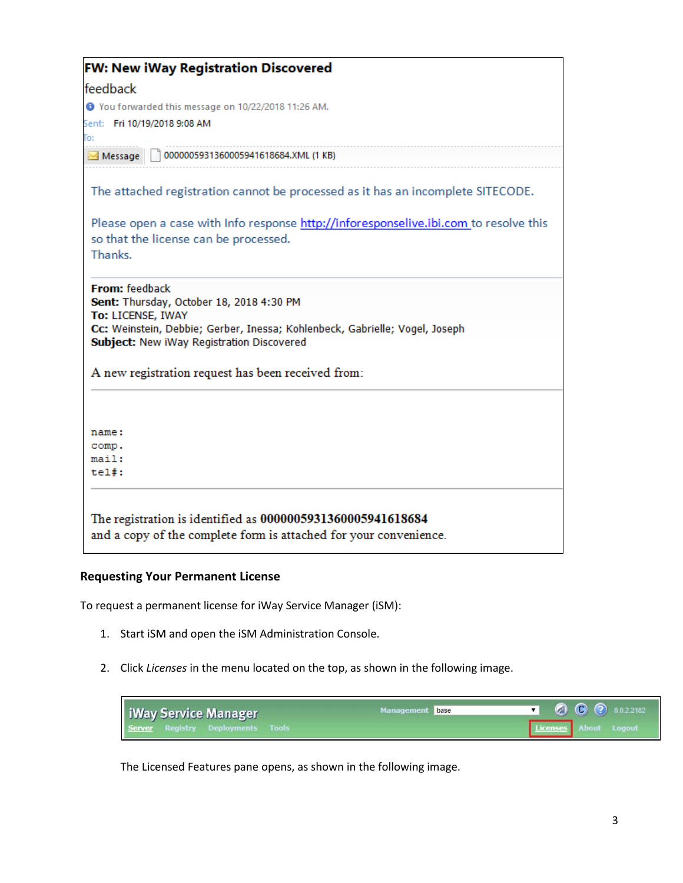**FW: New iWay Registration Discovered**

feedback

You forwarded this message on 10/22/2018 11:26 AM.

Sent: Fri 10/19/2018 9:08 AM

To:

Message | 000000593136000594161868​4.XML (1 KB)

The attached registration cannot be processed as it has an incomplete SITECODE.

Please open a case with Info response http://inforesponselive.ibi.com to resolve this so that the license can be processed.
Thanks.

**From:** feedback
**Sent:** Thursday, October 18, 2018 4:30 PM
**To:** LICENSE, IWAY
**Cc:** Weinstein, Debbie; Gerber, Inessa; Kohlenbeck, Gabrielle; Vogel, Joseph
**Subject:** New iWay Registration Discovered

A new registration request has been received from:

```
name:
comp.
mail:
tel#:
```

The registration is identified as **0000005931360005941618684**
and a copy of the complete form is attached for your convenience.

### Requesting Your Permanent License

To request a permanent license for iWay Service Manager (iSM):

1. Start iSM and open the iSM Administration Console.
2. Click *Licenses* in the menu located on the top, as shown in the following image.

   iWay Service Manager — Server | Registry | Deployments | Tools — Management: base — 8.0.2.2182 — Licenses | About | Logout

   The Licensed Features pane opens, as shown in the following image.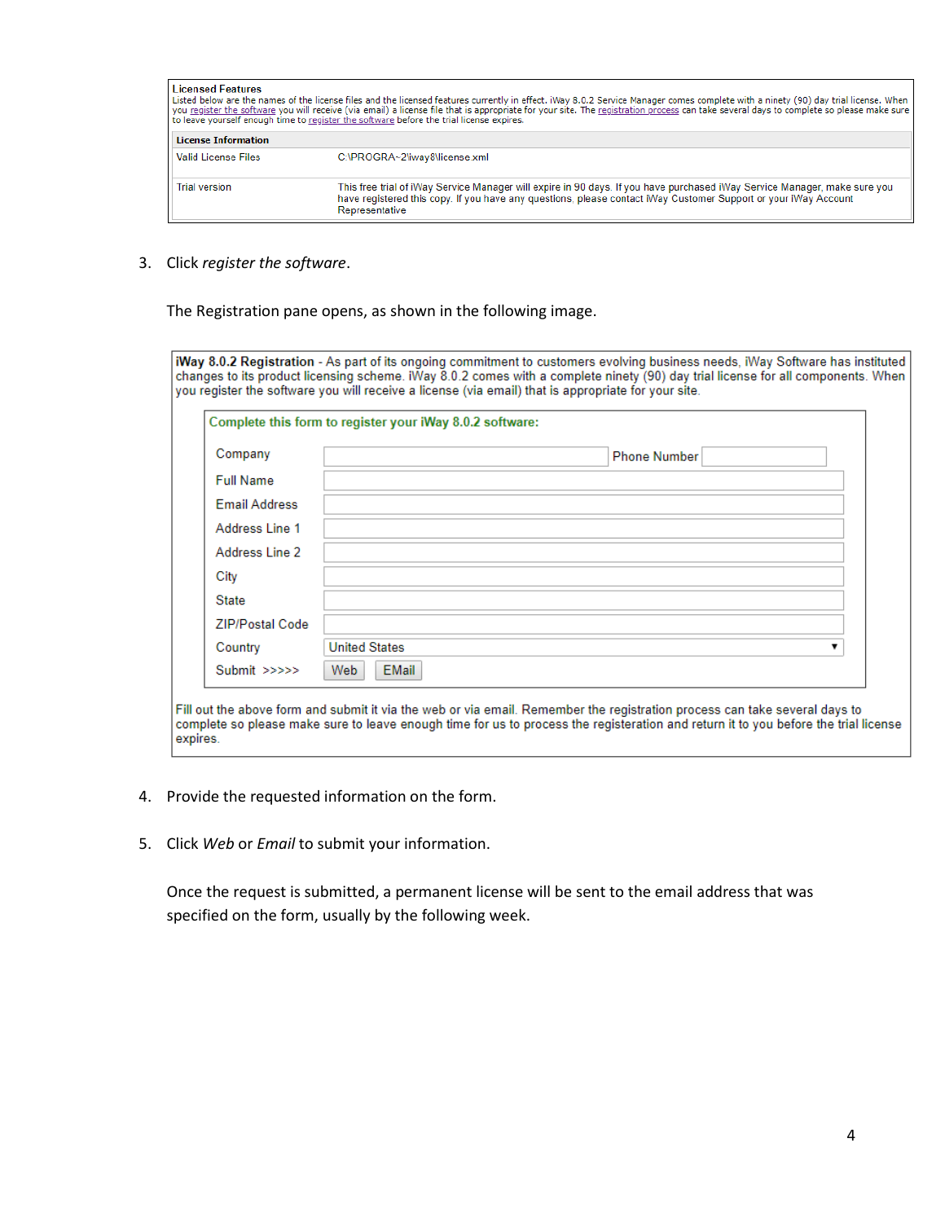**Licensed Features**

Listed below are the names of the license files and the licensed features currently in effect. iWay 8.0.2 Service Manager comes complete with a ninety (90) day trial license. When you register the software you will receive (via email) a license file that is appropriate for your site. The registration process can take several days to complete so please make sure to leave yourself enough time to register the software before the trial license expires.

| License Information | |
|---|---|
| Valid License Files | C:\PROGRA~2\iway8\license.xml |
| Trial version | This free trial of iWay Service Manager will expire in 90 days. If you have purchased iWay Service Manager, make sure you have registered this copy. If you have any questions, please contact iWay Customer Support or your iWay Account Representative |

3. Click *register the software*.

   The Registration pane opens, as shown in the following image.

**iWay 8.0.2 Registration** - As part of its ongoing commitment to customers evolving business needs, iWay Software has instituted changes to its product licensing scheme. iWay 8.0.2 comes with a complete ninety (90) day trial license for all components. When you register the software you will receive a license (via email) that is appropriate for your site.

**Complete this form to register your iWay 8.0.2 software:**

| Field | Value |
|---|---|
| Company | Phone Number |
| Full Name | |
| Email Address | |
| Address Line 1 | |
| Address Line 2 | |
| City | |
| State | |
| ZIP/Postal Code | |
| Country | United States |
| Submit >>>>> | Web EMail |

Fill out the above form and submit it via the web or via email. Remember the registration process can take several days to complete so please make sure to leave enough time for us to process the registeration and return it to you before the trial license expires.

4. Provide the requested information on the form.

5. Click *Web* or *Email* to submit your information.

   Once the request is submitted, a permanent license will be sent to the email address that was specified on the form, usually by the following week.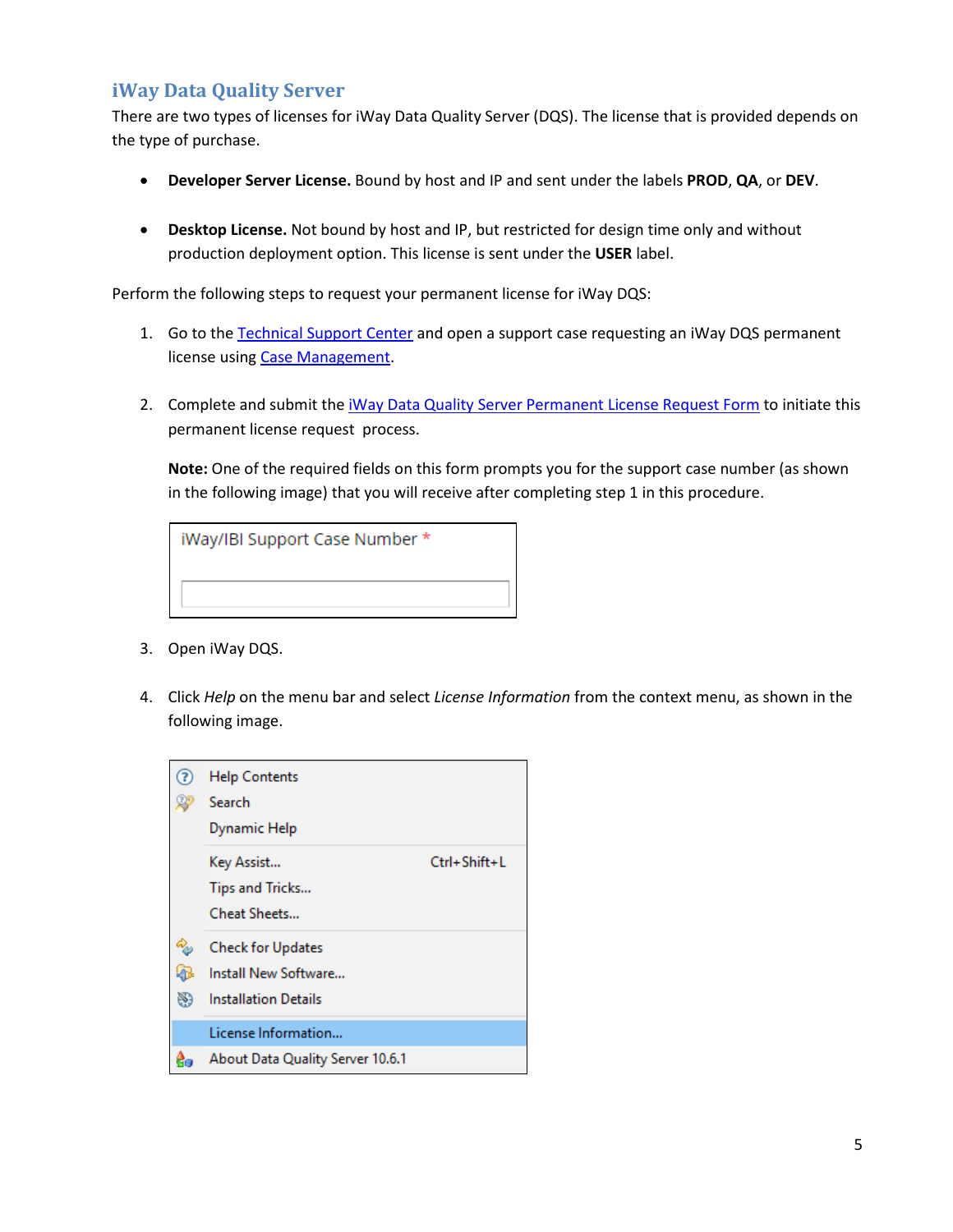## iWay Data Quality Server

There are two types of licenses for iWay Data Quality Server (DQS). The license that is provided depends on the type of purchase.

- **Developer Server License.** Bound by host and IP and sent under the labels **PROD**, **QA**, or **DEV**.

- **Desktop License.** Not bound by host and IP, but restricted for design time only and without production deployment option. This license is sent under the **USER** label.

Perform the following steps to request your permanent license for iWay DQS:

1. Go to the Technical Support Center and open a support case requesting an iWay DQS permanent license using Case Management.

2. Complete and submit the iWay Data Quality Server Permanent License Request Form to initiate this permanent license request process.

   **Note:** One of the required fields on this form prompts you for the support case number (as shown in the following image) that you will receive after completing step 1 in this procedure.

   iWay/IBI Support Case Number *

3. Open iWay DQS.

4. Click *Help* on the menu bar and select *License Information* from the context menu, as shown in the following image.

   - Help Contents
   - Search
   - Dynamic Help
   - Key Assist... Ctrl+Shift+L
   - Tips and Tricks...
   - Cheat Sheets...
   - Check for Updates
   - Install New Software...
   - Installation Details
   - License Information...
   - About Data Quality Server 10.6.1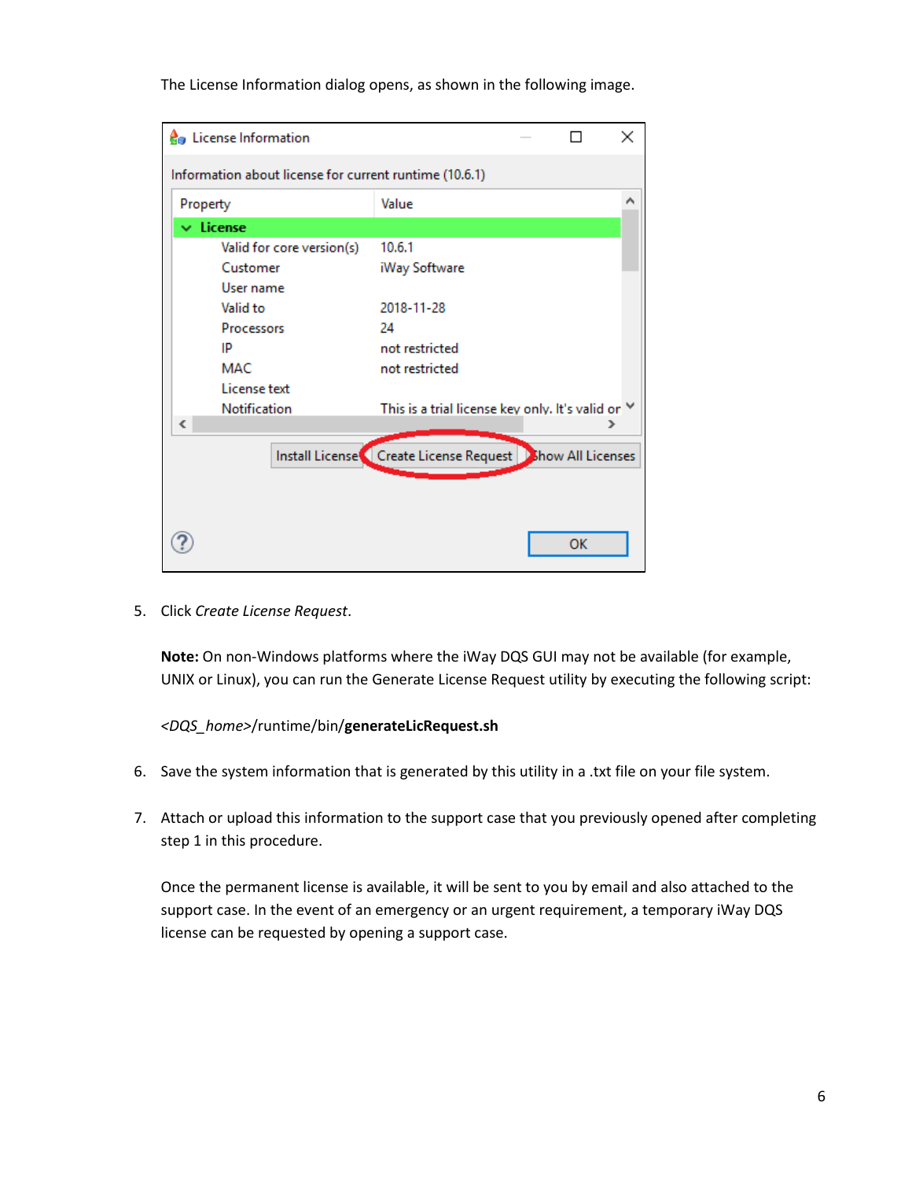The License Information dialog opens, as shown in the following image.

5. Click *Create License Request*.

   **Note:** On non-Windows platforms where the iWay DQS GUI may not be available (for example, UNIX or Linux), you can run the Generate License Request utility by executing the following script:

   <*DQS_home*>/runtime/bin/**generateLicRequest.sh**

6. Save the system information that is generated by this utility in a .txt file on your file system.

7. Attach or upload this information to the support case that you previously opened after completing step 1 in this procedure.

   Once the permanent license is available, it will be sent to you by email and also attached to the support case. In the event of an emergency or an urgent requirement, a temporary iWay DQS license can be requested by opening a support case.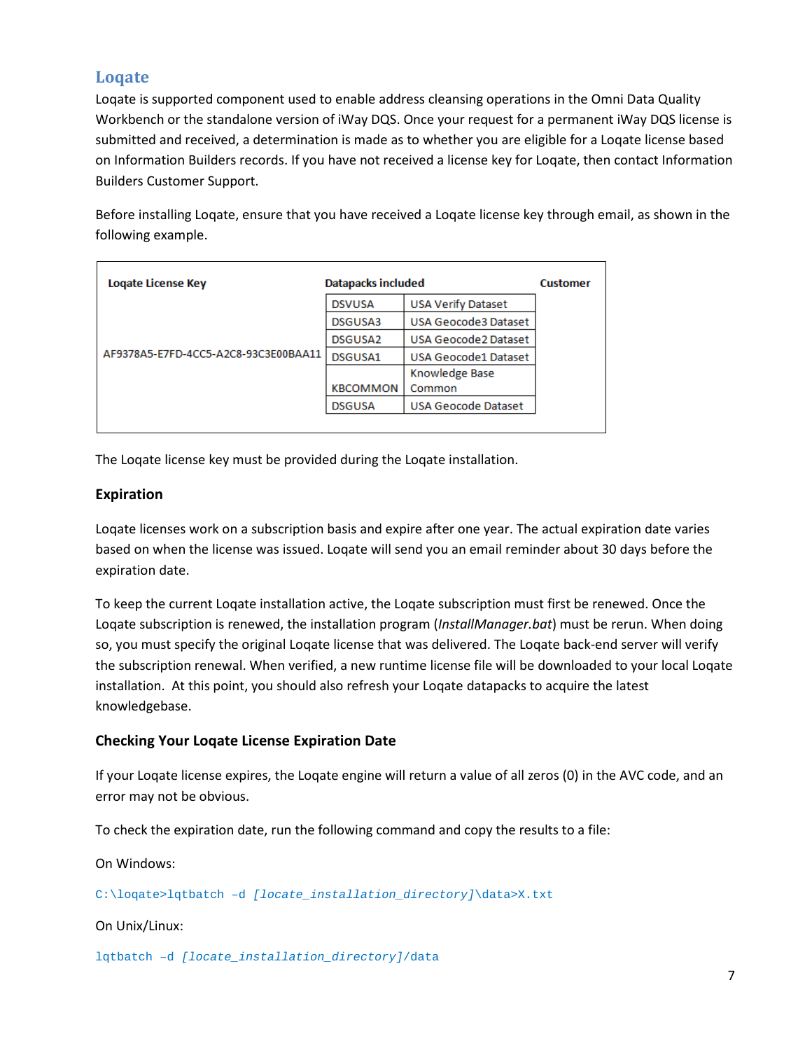## Loqate

Loqate is supported component used to enable address cleansing operations in the Omni Data Quality Workbench or the standalone version of iWay DQS. Once your request for a permanent iWay DQS license is submitted and received, a determination is made as to whether you are eligible for a Loqate license based on Information Builders records. If you have not received a license key for Loqate, then contact Information Builders Customer Support.

Before installing Loqate, ensure that you have received a Loqate license key through email, as shown in the following example.

| Loqate License Key | Datapacks included | | Customer |
|---|---|---|---|
| AF9378A5-E7FD-4CC5-A2C8-93C3E00BAA11 | DSVUSA | USA Verify Dataset | |
| | DSGUSA3 | USA Geocode3 Dataset | |
| | DSGUSA2 | USA Geocode2 Dataset | |
| | DSGUSA1 | USA Geocode1 Dataset | |
| | KBCOMMON | Knowledge Base Common | |
| | DSGUSA | USA Geocode Dataset | |

The Loqate license key must be provided during the Loqate installation.

### Expiration

Loqate licenses work on a subscription basis and expire after one year. The actual expiration date varies based on when the license was issued. Loqate will send you an email reminder about 30 days before the expiration date.

To keep the current Loqate installation active, the Loqate subscription must first be renewed. Once the Loqate subscription is renewed, the installation program (*InstallManager.bat*) must be rerun. When doing so, you must specify the original Loqate license that was delivered. The Loqate back-end server will verify the subscription renewal. When verified, a new runtime license file will be downloaded to your local Loqate installation. At this point, you should also refresh your Loqate datapacks to acquire the latest knowledgebase.

### Checking Your Loqate License Expiration Date

If your Loqate license expires, the Loqate engine will return a value of all zeros (0) in the AVC code, and an error may not be obvious.

To check the expiration date, run the following command and copy the results to a file:

On Windows:

```
C:\loqate>lqtbatch –d [locate_installation_directory]\data>X.txt
```

On Unix/Linux:

```
lqtbatch –d [locate_installation_directory]/data
```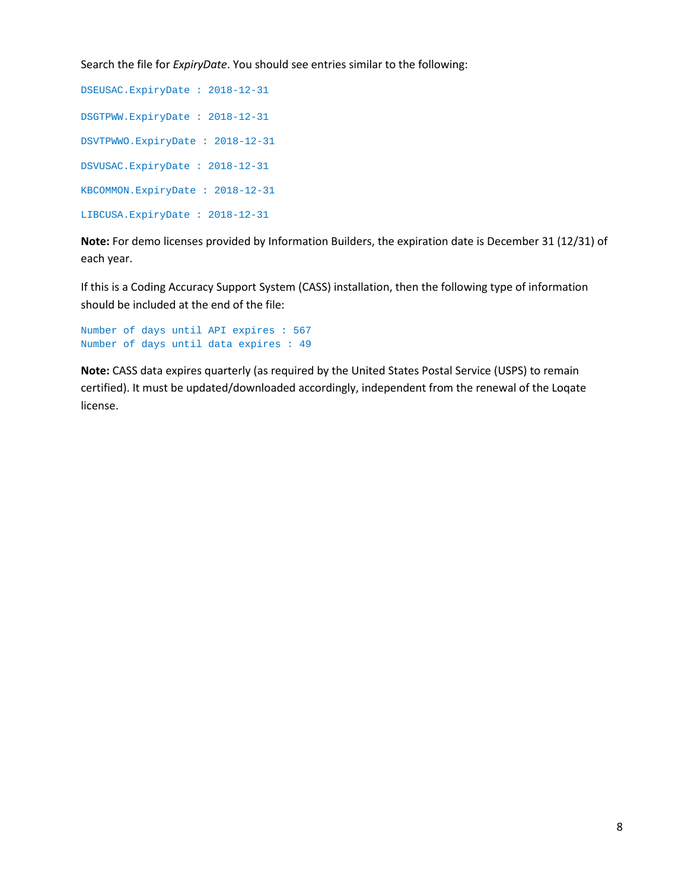Search the file for *ExpiryDate*. You should see entries similar to the following:

```
DSEUSAC.ExpiryDate : 2018-12-31

DSGTPWW.ExpiryDate : 2018-12-31

DSVTPWWO.ExpiryDate : 2018-12-31

DSVUSAC.ExpiryDate : 2018-12-31

KBCOMMON.ExpiryDate : 2018-12-31

LIBCUSA.ExpiryDate : 2018-12-31
```

**Note:** For demo licenses provided by Information Builders, the expiration date is December 31 (12/31) of each year.

If this is a Coding Accuracy Support System (CASS) installation, then the following type of information should be included at the end of the file:

```
Number of days until API expires : 567
Number of days until data expires : 49
```

**Note:** CASS data expires quarterly (as required by the United States Postal Service (USPS) to remain certified). It must be updated/downloaded accordingly, independent from the renewal of the Loqate license.